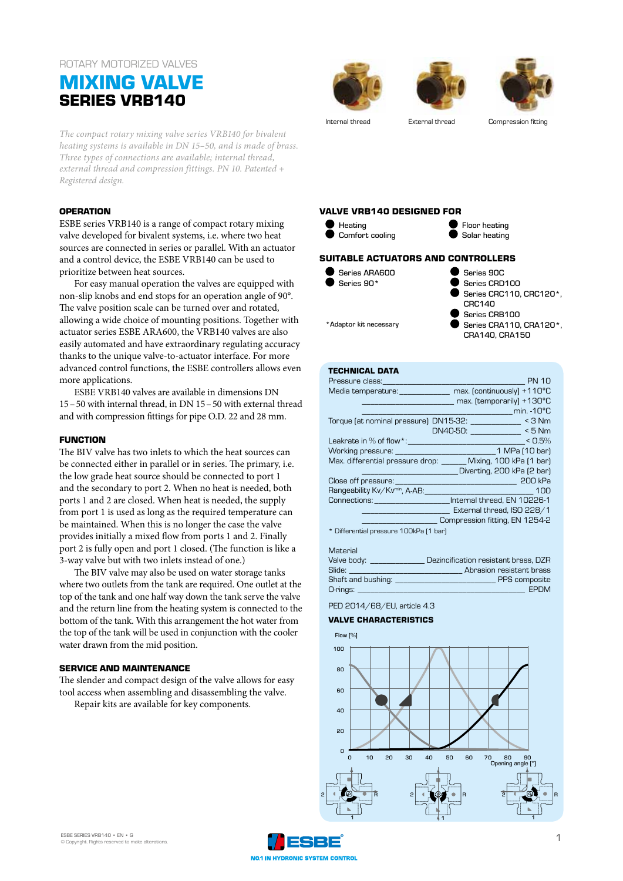ROTARY MOTORIZED VALVES

# MIXING VALVE
## SERIES VRB140

Internal thread    External thread    Compression fitting

*The compact rotary mixing valve series VRB140 for bivalent heating systems is available in DN 15–50, and is made of brass. Three types of connections are available; internal thread, external thread and compression fittings. PN 10. Patented + Registered design.*

### OPERATION

ESBE series VRB140 is a range of compact rotary mixing valve developed for bivalent systems, i.e. where two heat sources are connected in series or parallel. With an actuator and a control device, the ESBE VRB140 can be used to prioritize between heat sources.

For easy manual operation the valves are equipped with non-slip knobs and end stops for an operation angle of 90°. The valve position scale can be turned over and rotated, allowing a wide choice of mounting positions. Together with actuator series ESBE ARA600, the VRB140 valves are also easily automated and have extraordinary regulating accuracy thanks to the unique valve-to-actuator interface. For more advanced control functions, the ESBE controllers allows even more applications.

ESBE VRB140 valves are available in dimensions DN 15 – 50 with internal thread, in DN 15 – 50 with external thread and with compression fittings for pipe O.D. 22 and 28 mm.

### FUNCTION

The BIV valve has two inlets to which the heat sources can be connected either in parallel or in series. The primary, i.e. the low grade heat source should be connected to port 1 and the secondary to port 2. When no heat is needed, both ports 1 and 2 are closed. When heat is needed, the supply from port 1 is used as long as the required temperature can be maintained. When this is no longer the case the valve provides initially a mixed flow from ports 1 and 2. Finally port 2 is fully open and port 1 closed. (The function is like a 3-way valve but with two inlets instead of one.)

The BIV valve may also be used on water storage tanks where two outlets from the tank are required. One outlet at the top of the tank and one half way down the tank service the valve and the return line from the heating system is connected to the bottom of the tank. With this arrangement the hot water from the top of the tank will be used in conjunction with the cooler water drawn from the mid position.

### SERVICE AND MAINTENANCE

The slender and compact design of the valve allows for easy tool access when assembling and disassembling the valve.

Repair kits are available for key components.

### VALVE VRB140 DESIGNED FOR

- Heating
- Comfort cooling
- Floor heating
- Solar heating

### SUITABLE ACTUATORS AND CONTROLLERS

- Series ARA600
- Series 90*
- Series 90C
- Series CRD100
- Series CRC110, CRC120*, CRC140
- Series CRB100
- Series CRA110, CRA120*, CRA140, CRA150

*Adaptor kit necessary

### TECHNICAL DATA

| | |
|---|---|
| Pressure class: | PN 10 |
| Media temperature: | max. (continuously) +110°C |
| | max. (temporarily) +130°C |
| | min. -10°C |
| Torque (at nominal pressure) DN15-32: | < 3 Nm |
| DN40-50: | < 5 Nm |
| Leakrate in % of flow*: | < 0.5% |
| Working pressure: | 1 MPa (10 bar) |
| Max. differential pressure drop: | Mixing, 100 kPa (1 bar) |
| | Diverting, 200 kPa (2 bar) |
| Close off pressure: | 200 kPa |
| Rangeability $Kv/Kv_{min}$, A-AB: | 100 |
| Connections: | Internal thread, EN 10226-1 |
| | External thread, ISO 228/1 |
| | Compression fitting, EN 1254-2 |

* Differential pressure 100kPa (1 bar)

Material

| | |
|---|---|
| Valve body: | Dezincification resistant brass, DZR |
| Slide: | Abrasion resistant brass |
| Shaft and bushing: | PPS composite |
| O-rings: | EPDM |

PED 2014/68/EU, article 4.3

### VALVE CHARACTERISTICS

Flow [%] (0–100) vs. Opening angle [°] (0–90)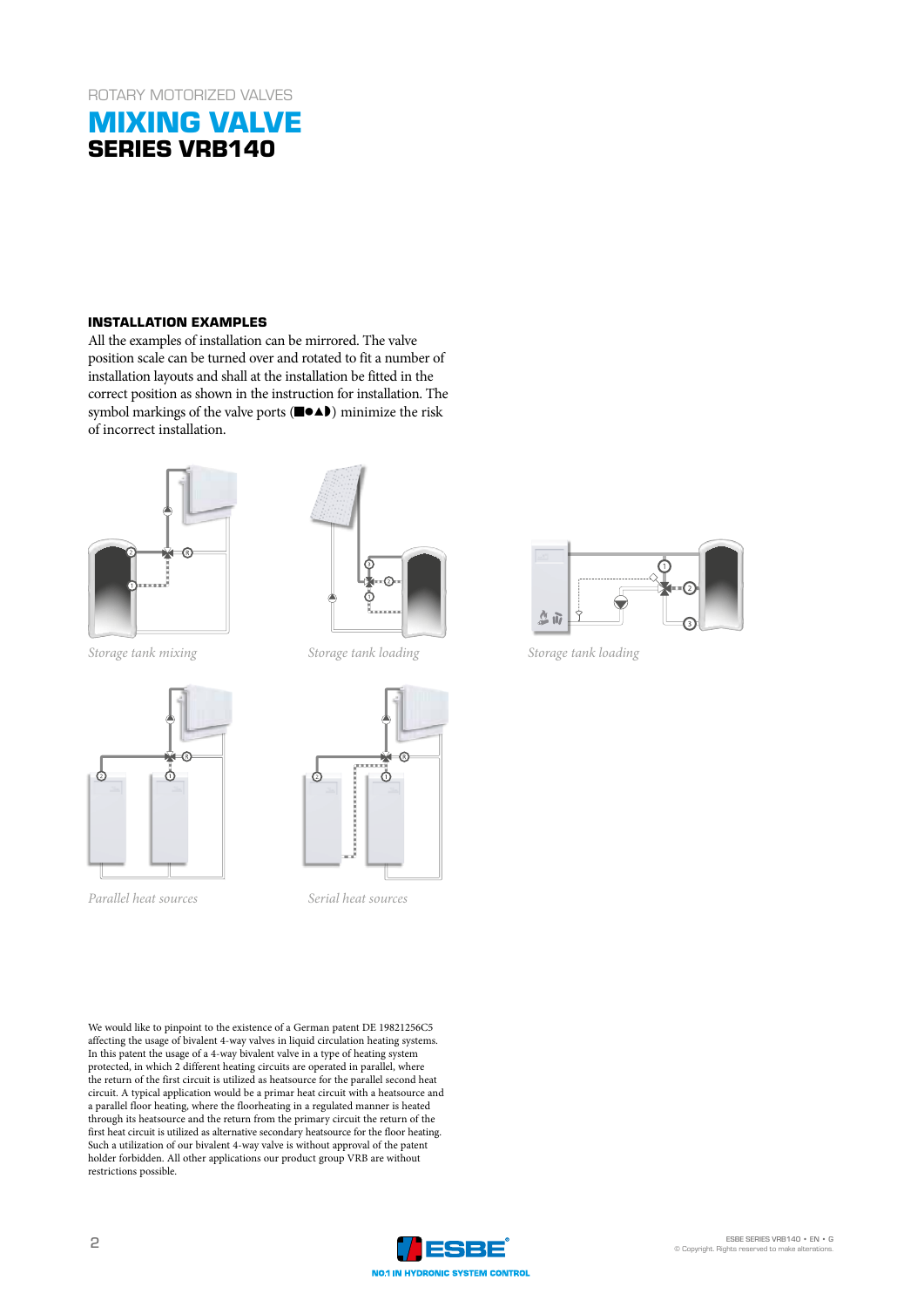ROTARY MOTORIZED VALVES

# MIXING VALVE
## SERIES VRB140

### INSTALLATION EXAMPLES

All the examples of installation can be mirrored. The valve position scale can be turned over and rotated to fit a number of installation layouts and shall at the installation be fitted in the correct position as shown in the instruction for installation. The symbol markings of the valve ports (■●▲◗) minimize the risk of incorrect installation.

*Storage tank mixing*

*Storage tank loading*

*Storage tank loading*

*Parallel heat sources*

*Serial heat sources*

We would like to pinpoint to the existence of a German patent DE 19821256C5 affecting the usage of bivalent 4-way valves in liquid circulation heating systems. In this patent the usage of a 4-way bivalent valve in a type of heating system protected, in which 2 different heating circuits are operated in parallel, where the return of the first circuit is utilized as heatsource for the parallel second heat circuit. A typical application would be a primar heat circuit with a heatsource and a parallel floor heating, where the floorheating in a regulated manner is heated through its heatsource and the return from the primary circuit the return of the first heat circuit is utilized as alternative secondary heatsource for the floor heating. Such a utilization of our bivalent 4-way valve is without approval of the patent holder forbidden. All other applications our product group VRB are without restrictions possible.

ESBE
NO.1 IN HYDRONIC SYSTEM CONTROL

ESBE SERIES VRB140 • EN • G
© Copyright. Rights reserved to make alterations.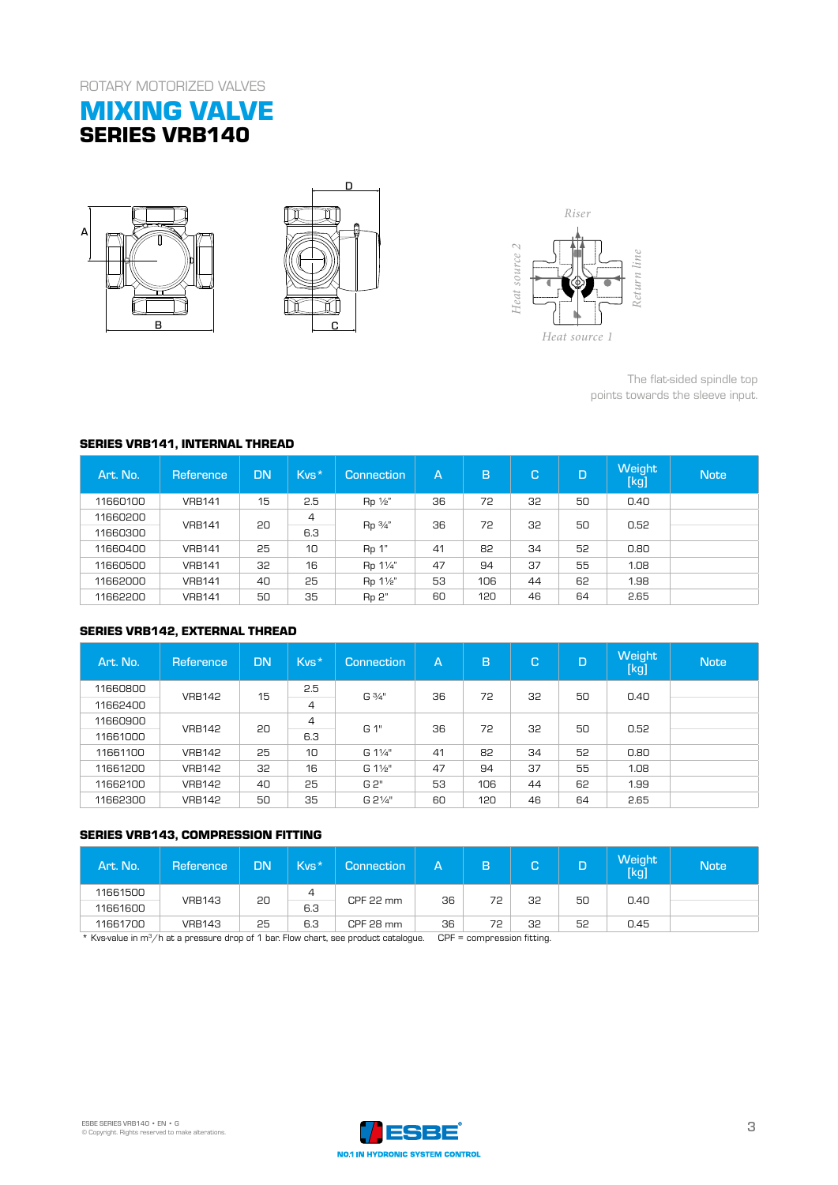ROTARY MOTORIZED VALVES

# MIXING VALVE
## SERIES VRB140

The flat-sided spindle top points towards the sleeve input.

### SERIES VRB141, INTERNAL THREAD

| Art. No. | Reference | DN | Kvs* | Connection | A | B | C | D | Weight [kg] | Note |
|---|---|---|---|---|---|---|---|---|---|---|
| 11660100 | VRB141 | 15 | 2.5 | Rp ½" | 36 | 72 | 32 | 50 | 0.40 | |
| 11660200 | VRB141 | 20 | 4 | Rp ¾" | 36 | 72 | 32 | 50 | 0.52 | |
| 11660300 | | | 6.3 | | | | | | | |
| 11660400 | VRB141 | 25 | 10 | Rp 1" | 41 | 82 | 34 | 52 | 0.80 | |
| 11660500 | VRB141 | 32 | 16 | Rp 1¼" | 47 | 94 | 37 | 55 | 1.08 | |
| 11662000 | VRB141 | 40 | 25 | Rp 1½" | 53 | 106 | 44 | 62 | 1.98 | |
| 11662200 | VRB141 | 50 | 35 | Rp 2" | 60 | 120 | 46 | 64 | 2.65 | |

### SERIES VRB142, EXTERNAL THREAD

| Art. No. | Reference | DN | Kvs* | Connection | A | B | C | D | Weight [kg] | Note |
|---|---|---|---|---|---|---|---|---|---|---|
| 11660800 | VRB142 | 15 | 2.5 | G ¾" | 36 | 72 | 32 | 50 | 0.40 | |
| 11662400 | | | 4 | | | | | | | |
| 11660900 | VRB142 | 20 | 4 | G 1" | 36 | 72 | 32 | 50 | 0.52 | |
| 11661000 | | | 6.3 | | | | | | | |
| 11661100 | VRB142 | 25 | 10 | G 1¼" | 41 | 82 | 34 | 52 | 0.80 | |
| 11661200 | VRB142 | 32 | 16 | G 1½" | 47 | 94 | 37 | 55 | 1.08 | |
| 11662100 | VRB142 | 40 | 25 | G 2" | 53 | 106 | 44 | 62 | 1.99 | |
| 11662300 | VRB142 | 50 | 35 | G 2¼" | 60 | 120 | 46 | 64 | 2.65 | |

### SERIES VRB143, COMPRESSION FITTING

| Art. No. | Reference | DN | Kvs* | Connection | A | B | C | D | Weight [kg] | Note |
|---|---|---|---|---|---|---|---|---|---|---|
| 11661500 | VRB143 | 20 | 4 | CPF 22 mm | 36 | 72 | 32 | 50 | 0.40 | |
| 11661600 | | | 6.3 | | | | | | | |
| 11661700 | VRB143 | 25 | 6.3 | CPF 28 mm | 36 | 72 | 32 | 52 | 0.45 | |

\* Kvs-value in $m^3/h$ at a pressure drop of 1 bar. Flow chart, see product catalogue. CPF = compression fitting.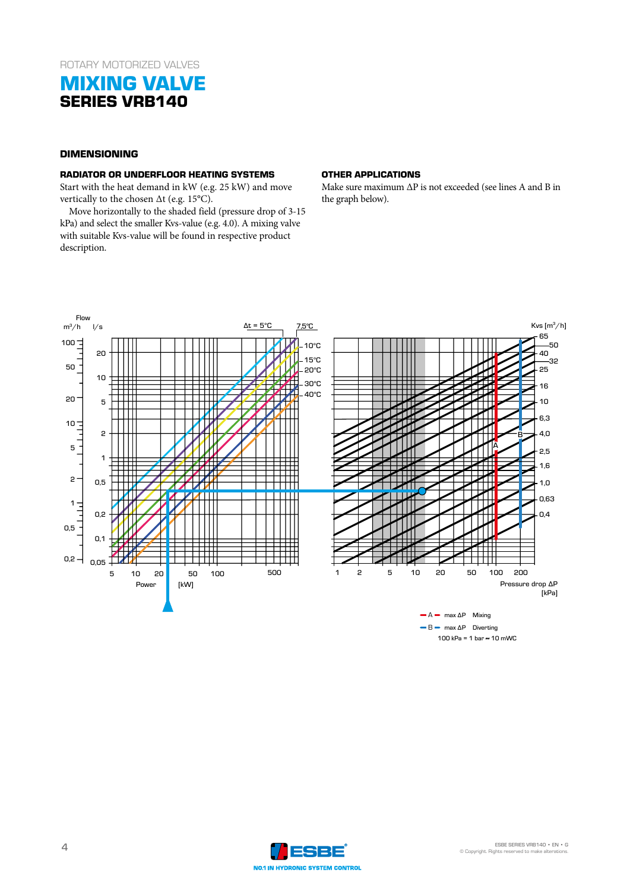ROTARY MOTORIZED VALVES

# MIXING VALVE
## SERIES VRB140

### DIMENSIONING

#### RADIATOR OR UNDERFLOOR HEATING SYSTEMS

Start with the heat demand in kW (e.g. 25 kW) and move vertically to the chosen Δt (e.g. 15°C).

Move horizontally to the shaded field (pressure drop of 3-15 kPa) and select the smaller Kvs-value (e.g. 4.0). A mixing valve with suitable Kvs-value will be found in respective product description.

#### OTHER APPLICATIONS

Make sure maximum ΔP is not exceeded (see lines A and B in the graph below).

Flow
m³/h
l/s
100
50
20
10
5
2
1
0,5
0,2
20
10
5
2
1
0,5
0,2
0,1
0,05

Δt = 5°C
7,5°C
10°C
15°C
20°C
30°C
40°C

5 10 20 50 100 500
Power [kW]

Kvs [m³/h]
65
50
40
32
25
16
10
6,3
4,0
2,5
1,6
1,0
0,63
0,4

A
B

1 2 5 10 20 50 100 200
Pressure drop ΔP [kPa]

A max ΔP Mixing
B max ΔP Diverting
100 kPa = 1 bar ≈ 10 mWC